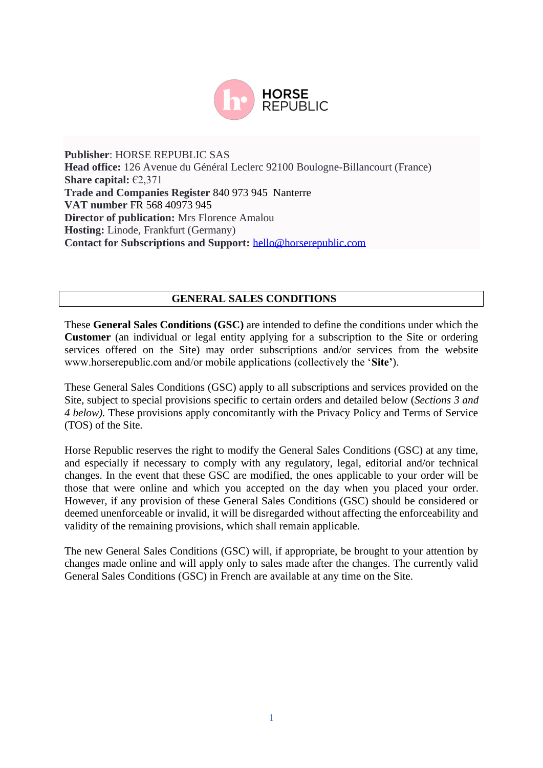HORSE REPUBLIC

**Publisher**: HORSE REPUBLIC SAS
**Head office:** 126 Avenue du Général Leclerc 92100 Boulogne-Billancourt (France)
**Share capital:** €2,371
**Trade and Companies Register** 840 973 945 Nanterre
**VAT number** FR 568 40973 945
**Director of publication:** Mrs Florence Amalou
**Hosting:** Linode, Frankfurt (Germany)
**Contact for Subscriptions and Support:** hello@horserepublic.com

# GENERAL SALES CONDITIONS

These **General Sales Conditions (GSC)** are intended to define the conditions under which the **Customer** (an individual or legal entity applying for a subscription to the Site or ordering services offered on the Site) may order subscriptions and/or services from the website www.horserepublic.com and/or mobile applications (collectively the '**Site'**).

These General Sales Conditions (GSC) apply to all subscriptions and services provided on the Site, subject to special provisions specific to certain orders and detailed below (*Sections 3 and 4 below).* These provisions apply concomitantly with the Privacy Policy and Terms of Service (TOS) of the Site.

Horse Republic reserves the right to modify the General Sales Conditions (GSC) at any time, and especially if necessary to comply with any regulatory, legal, editorial and/or technical changes. In the event that these GSC are modified, the ones applicable to your order will be those that were online and which you accepted on the day when you placed your order. However, if any provision of these General Sales Conditions (GSC) should be considered or deemed unenforceable or invalid, it will be disregarded without affecting the enforceability and validity of the remaining provisions, which shall remain applicable.

The new General Sales Conditions (GSC) will, if appropriate, be brought to your attention by changes made online and will apply only to sales made after the changes. The currently valid General Sales Conditions (GSC) in French are available at any time on the Site.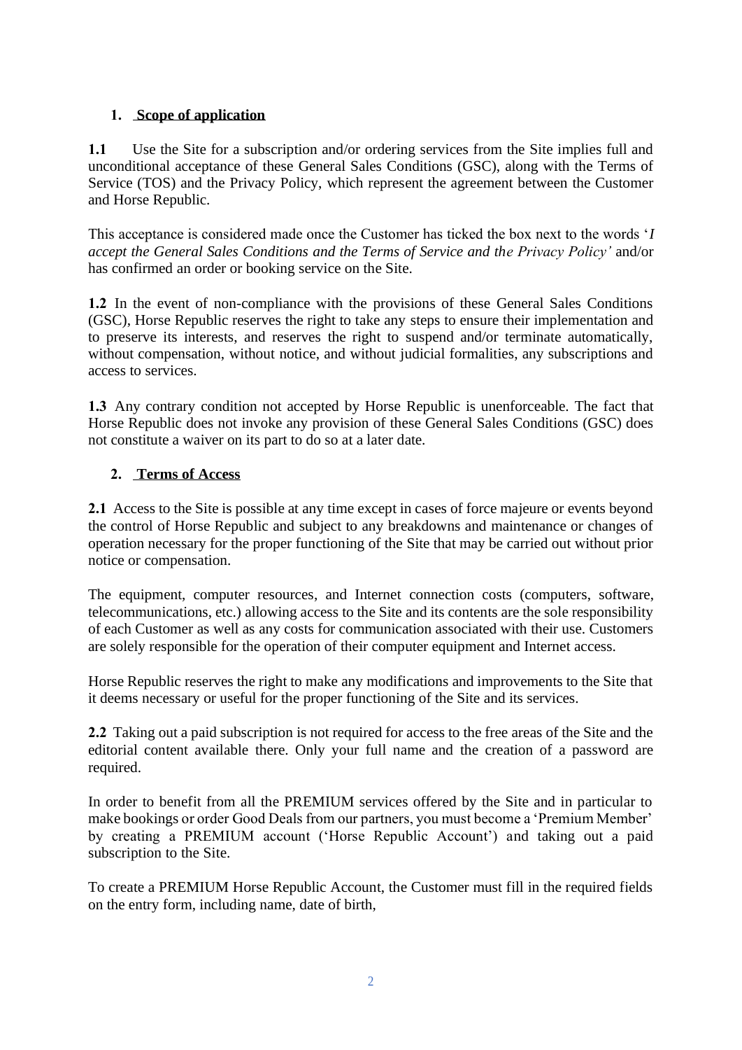## 1. Scope of application

**1.1** Use the Site for a subscription and/or ordering services from the Site implies full and unconditional acceptance of these General Sales Conditions (GSC), along with the Terms of Service (TOS) and the Privacy Policy, which represent the agreement between the Customer and Horse Republic.

This acceptance is considered made once the Customer has ticked the box next to the words '*I accept the General Sales Conditions and the Terms of Service and the Privacy Policy*' and/or has confirmed an order or booking service on the Site.

**1.2** In the event of non-compliance with the provisions of these General Sales Conditions (GSC), Horse Republic reserves the right to take any steps to ensure their implementation and to preserve its interests, and reserves the right to suspend and/or terminate automatically, without compensation, without notice, and without judicial formalities, any subscriptions and access to services.

**1.3** Any contrary condition not accepted by Horse Republic is unenforceable. The fact that Horse Republic does not invoke any provision of these General Sales Conditions (GSC) does not constitute a waiver on its part to do so at a later date.

## 2. Terms of Access

**2.1** Access to the Site is possible at any time except in cases of force majeure or events beyond the control of Horse Republic and subject to any breakdowns and maintenance or changes of operation necessary for the proper functioning of the Site that may be carried out without prior notice or compensation.

The equipment, computer resources, and Internet connection costs (computers, software, telecommunications, etc.) allowing access to the Site and its contents are the sole responsibility of each Customer as well as any costs for communication associated with their use. Customers are solely responsible for the operation of their computer equipment and Internet access.

Horse Republic reserves the right to make any modifications and improvements to the Site that it deems necessary or useful for the proper functioning of the Site and its services.

**2.2** Taking out a paid subscription is not required for access to the free areas of the Site and the editorial content available there. Only your full name and the creation of a password are required.

In order to benefit from all the PREMIUM services offered by the Site and in particular to make bookings or order Good Deals from our partners, you must become a 'Premium Member' by creating a PREMIUM account ('Horse Republic Account') and taking out a paid subscription to the Site.

To create a PREMIUM Horse Republic Account, the Customer must fill in the required fields on the entry form, including name, date of birth,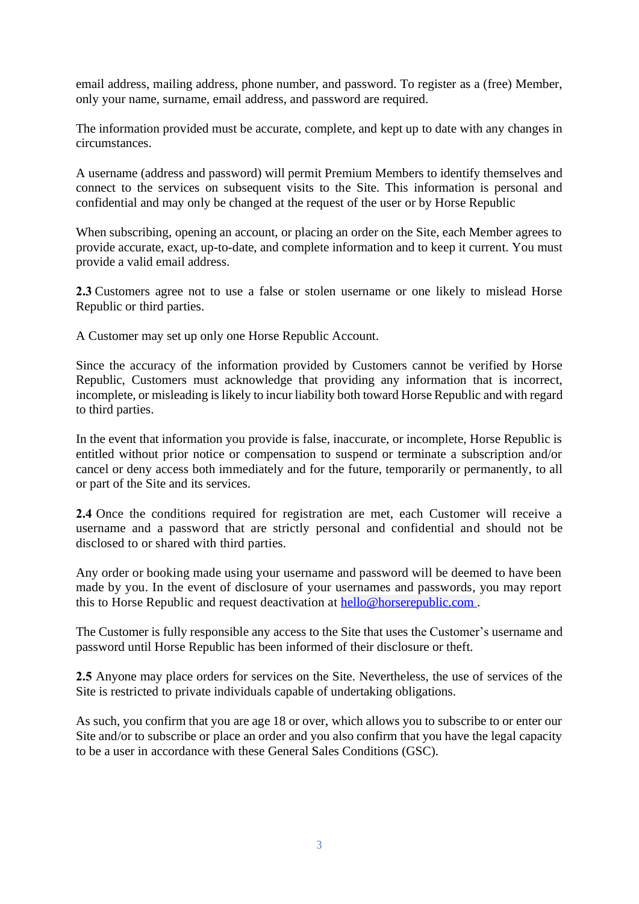email address, mailing address, phone number, and password. To register as a (free) Member, only your name, surname, email address, and password are required.

The information provided must be accurate, complete, and kept up to date with any changes in circumstances.

A username (address and password) will permit Premium Members to identify themselves and connect to the services on subsequent visits to the Site. This information is personal and confidential and may only be changed at the request of the user or by Horse Republic

When subscribing, opening an account, or placing an order on the Site, each Member agrees to provide accurate, exact, up-to-date, and complete information and to keep it current. You must provide a valid email address.

**2.3** Customers agree not to use a false or stolen username or one likely to mislead Horse Republic or third parties.

A Customer may set up only one Horse Republic Account.

Since the accuracy of the information provided by Customers cannot be verified by Horse Republic, Customers must acknowledge that providing any information that is incorrect, incomplete, or misleading is likely to incur liability both toward Horse Republic and with regard to third parties.

In the event that information you provide is false, inaccurate, or incomplete, Horse Republic is entitled without prior notice or compensation to suspend or terminate a subscription and/or cancel or deny access both immediately and for the future, temporarily or permanently, to all or part of the Site and its services.

**2.4** Once the conditions required for registration are met, each Customer will receive a username and a password that are strictly personal and confidential and should not be disclosed to or shared with third parties.

Any order or booking made using your username and password will be deemed to have been made by you. In the event of disclosure of your usernames and passwords, you may report this to Horse Republic and request deactivation at hello@horserepublic.com .

The Customer is fully responsible any access to the Site that uses the Customer's username and password until Horse Republic has been informed of their disclosure or theft.

**2.5** Anyone may place orders for services on the Site. Nevertheless, the use of services of the Site is restricted to private individuals capable of undertaking obligations.

As such, you confirm that you are age 18 or over, which allows you to subscribe to or enter our Site and/or to subscribe or place an order and you also confirm that you have the legal capacity to be a user in accordance with these General Sales Conditions (GSC).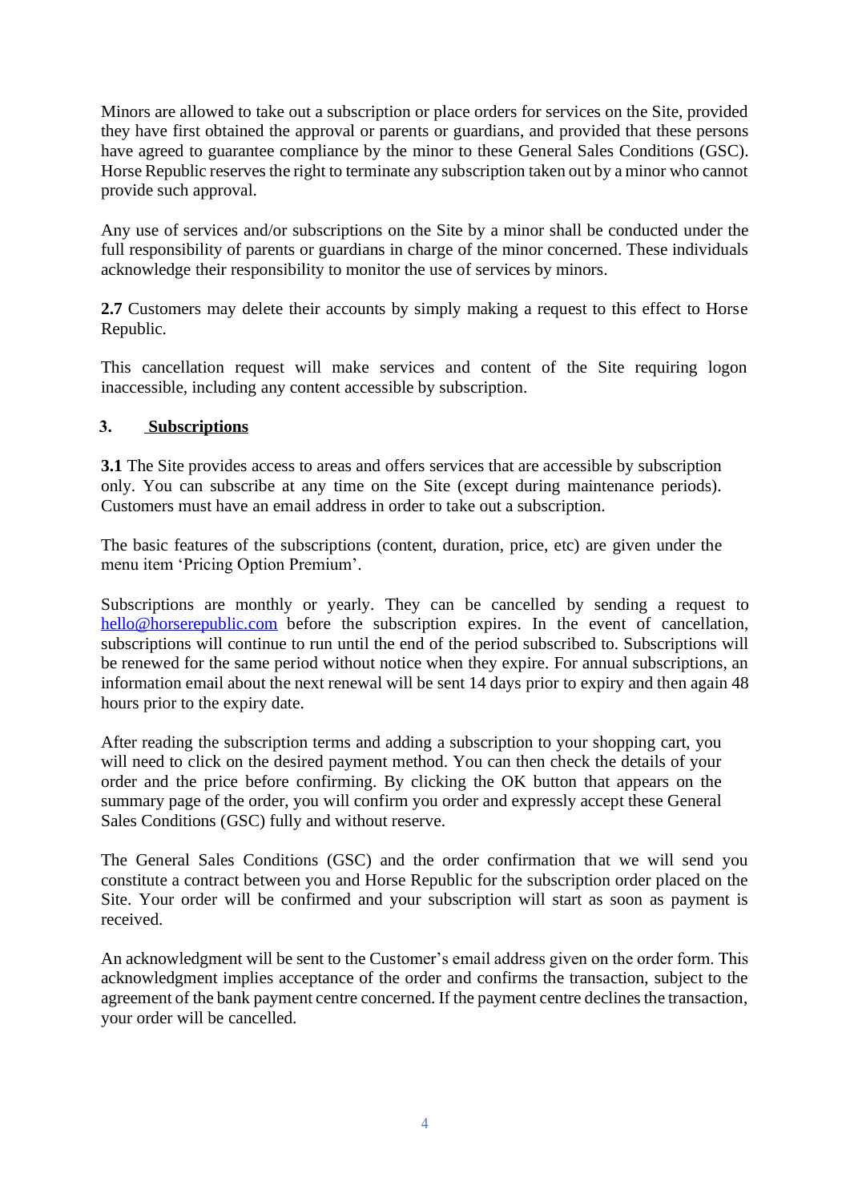Minors are allowed to take out a subscription or place orders for services on the Site, provided they have first obtained the approval or parents or guardians, and provided that these persons have agreed to guarantee compliance by the minor to these General Sales Conditions (GSC). Horse Republic reserves the right to terminate any subscription taken out by a minor who cannot provide such approval.

Any use of services and/or subscriptions on the Site by a minor shall be conducted under the full responsibility of parents or guardians in charge of the minor concerned. These individuals acknowledge their responsibility to monitor the use of services by minors.

**2.7** Customers may delete their accounts by simply making a request to this effect to Horse Republic.

This cancellation request will make services and content of the Site requiring logon inaccessible, including any content accessible by subscription.

## 3. Subscriptions

**3.1** The Site provides access to areas and offers services that are accessible by subscription only. You can subscribe at any time on the Site (except during maintenance periods). Customers must have an email address in order to take out a subscription.

The basic features of the subscriptions (content, duration, price, etc) are given under the menu item 'Pricing Option Premium'.

Subscriptions are monthly or yearly. They can be cancelled by sending a request to hello@horserepublic.com before the subscription expires. In the event of cancellation, subscriptions will continue to run until the end of the period subscribed to. Subscriptions will be renewed for the same period without notice when they expire. For annual subscriptions, an information email about the next renewal will be sent 14 days prior to expiry and then again 48 hours prior to the expiry date.

After reading the subscription terms and adding a subscription to your shopping cart, you will need to click on the desired payment method. You can then check the details of your order and the price before confirming. By clicking the OK button that appears on the summary page of the order, you will confirm you order and expressly accept these General Sales Conditions (GSC) fully and without reserve.

The General Sales Conditions (GSC) and the order confirmation that we will send you constitute a contract between you and Horse Republic for the subscription order placed on the Site. Your order will be confirmed and your subscription will start as soon as payment is received.

An acknowledgment will be sent to the Customer's email address given on the order form. This acknowledgment implies acceptance of the order and confirms the transaction, subject to the agreement of the bank payment centre concerned. If the payment centre declines the transaction, your order will be cancelled.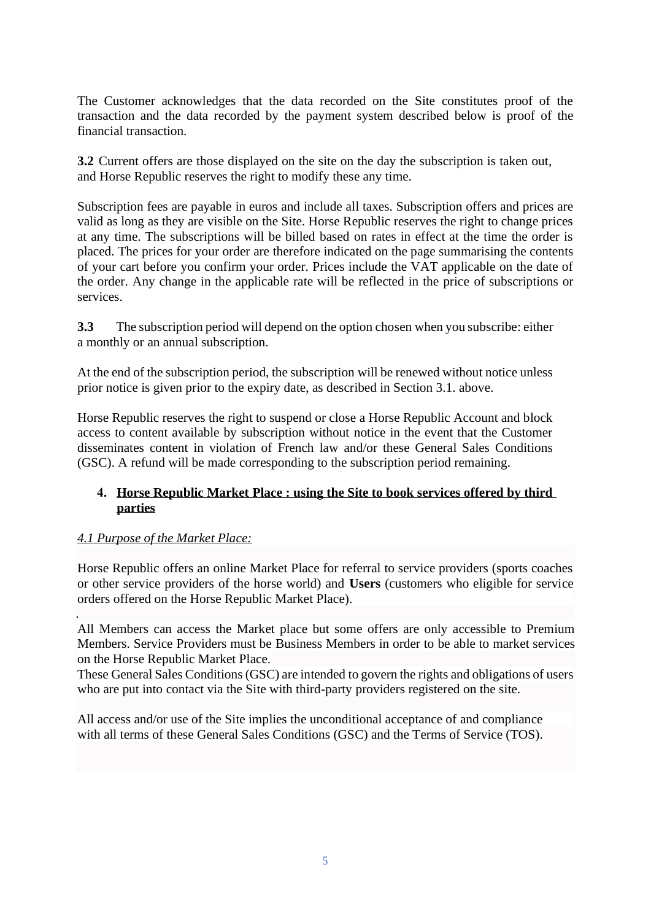The Customer acknowledges that the data recorded on the Site constitutes proof of the transaction and the data recorded by the payment system described below is proof of the financial transaction.

**3.2** Current offers are those displayed on the site on the day the subscription is taken out, and Horse Republic reserves the right to modify these any time.

Subscription fees are payable in euros and include all taxes. Subscription offers and prices are valid as long as they are visible on the Site. Horse Republic reserves the right to change prices at any time. The subscriptions will be billed based on rates in effect at the time the order is placed. The prices for your order are therefore indicated on the page summarising the contents of your cart before you confirm your order. Prices include the VAT applicable on the date of the order. Any change in the applicable rate will be reflected in the price of subscriptions or services.

**3.3** The subscription period will depend on the option chosen when you subscribe: either a monthly or an annual subscription.

At the end of the subscription period, the subscription will be renewed without notice unless prior notice is given prior to the expiry date, as described in Section 3.1. above.

Horse Republic reserves the right to suspend or close a Horse Republic Account and block access to content available by subscription without notice in the event that the Customer disseminates content in violation of French law and/or these General Sales Conditions (GSC). A refund will be made corresponding to the subscription period remaining.

## 4. Horse Republic Market Place : using the Site to book services offered by third parties

*4.1 Purpose of the Market Place:*

Horse Republic offers an online Market Place for referral to service providers (sports coaches or other service providers of the horse world) and **Users** (customers who eligible for service orders offered on the Horse Republic Market Place).

All Members can access the Market place but some offers are only accessible to Premium Members. Service Providers must be Business Members in order to be able to market services on the Horse Republic Market Place.
These General Sales Conditions (GSC) are intended to govern the rights and obligations of users who are put into contact via the Site with third-party providers registered on the site.

All access and/or use of the Site implies the unconditional acceptance of and compliance with all terms of these General Sales Conditions (GSC) and the Terms of Service (TOS).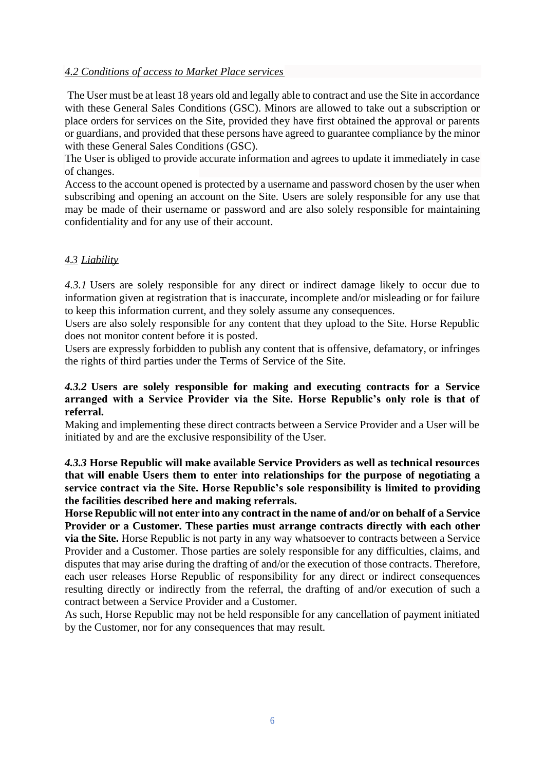### *4.2 Conditions of access to Market Place services*

The User must be at least 18 years old and legally able to contract and use the Site in accordance with these General Sales Conditions (GSC). Minors are allowed to take out a subscription or place orders for services on the Site, provided they have first obtained the approval or parents or guardians, and provided that these persons have agreed to guarantee compliance by the minor with these General Sales Conditions (GSC).

The User is obliged to provide accurate information and agrees to update it immediately in case of changes.

Access to the account opened is protected by a username and password chosen by the user when subscribing and opening an account on the Site. Users are solely responsible for any use that may be made of their username or password and are also solely responsible for maintaining confidentiality and for any use of their account.

### *4.3 Liability*

*4.3.1* Users are solely responsible for any direct or indirect damage likely to occur due to information given at registration that is inaccurate, incomplete and/or misleading or for failure to keep this information current, and they solely assume any consequences.

Users are also solely responsible for any content that they upload to the Site. Horse Republic does not monitor content before it is posted.

Users are expressly forbidden to publish any content that is offensive, defamatory, or infringes the rights of third parties under the Terms of Service of the Site.

***4.3.2*** **Users are solely responsible for making and executing contracts for a Service arranged with a Service Provider via the Site. Horse Republic's only role is that of referral.**

Making and implementing these direct contracts between a Service Provider and a User will be initiated by and are the exclusive responsibility of the User.

***4.3.3*** **Horse Republic will make available Service Providers as well as technical resources that will enable Users them to enter into relationships for the purpose of negotiating a service contract via the Site. Horse Republic's sole responsibility is limited to providing the facilities described here and making referrals.**

**Horse Republic will not enter into any contract in the name of and/or on behalf of a Service Provider or a Customer. These parties must arrange contracts directly with each other via the Site.** Horse Republic is not party in any way whatsoever to contracts between a Service Provider and a Customer. Those parties are solely responsible for any difficulties, claims, and disputes that may arise during the drafting of and/or the execution of those contracts. Therefore, each user releases Horse Republic of responsibility for any direct or indirect consequences resulting directly or indirectly from the referral, the drafting of and/or execution of such a contract between a Service Provider and a Customer.

As such, Horse Republic may not be held responsible for any cancellation of payment initiated by the Customer, nor for any consequences that may result.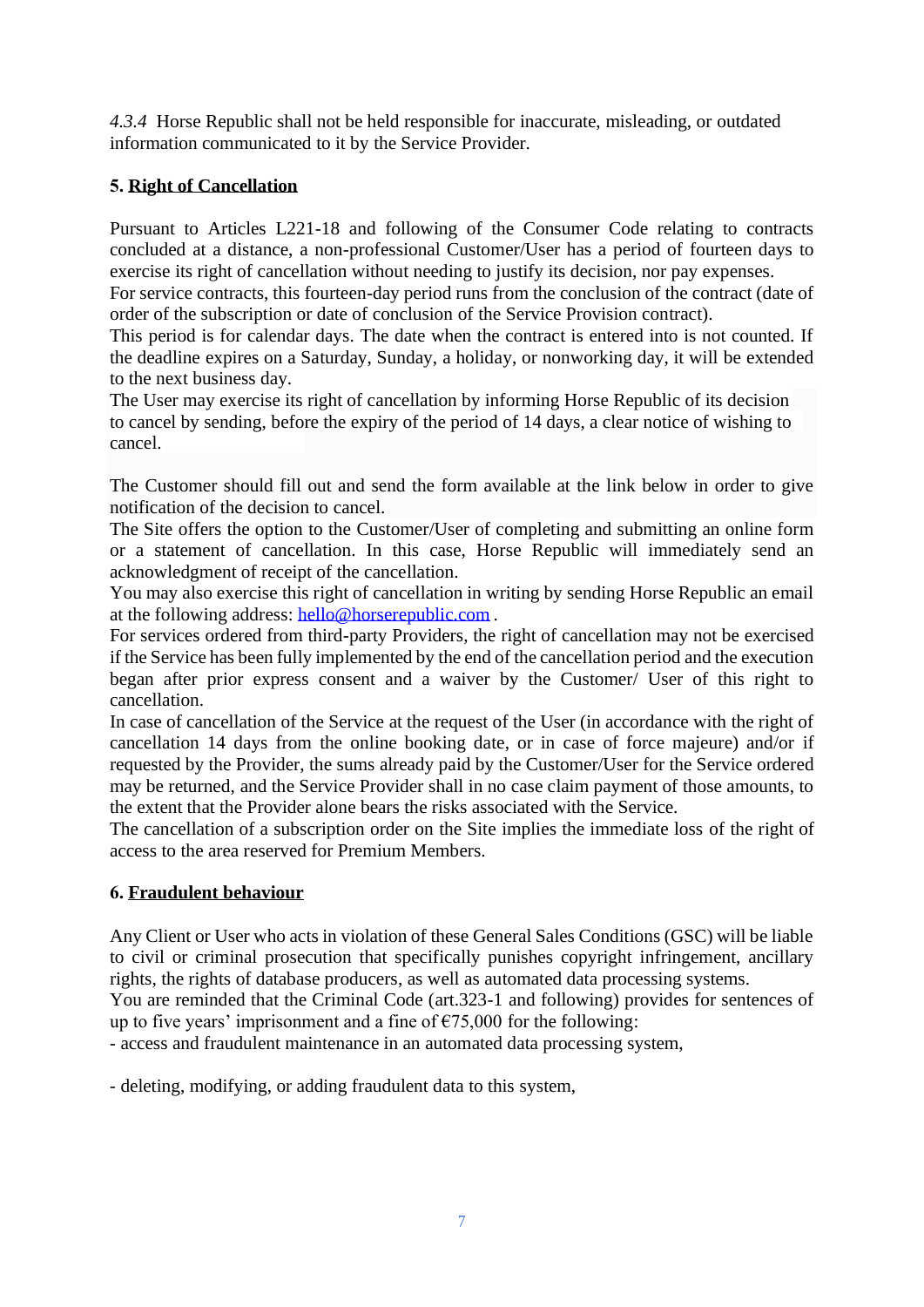*4.3.4* Horse Republic shall not be held responsible for inaccurate, misleading, or outdated information communicated to it by the Service Provider.

## 5. Right of Cancellation

Pursuant to Articles L221-18 and following of the Consumer Code relating to contracts concluded at a distance, a non-professional Customer/User has a period of fourteen days to exercise its right of cancellation without needing to justify its decision, nor pay expenses.
For service contracts, this fourteen-day period runs from the conclusion of the contract (date of order of the subscription or date of conclusion of the Service Provision contract).
This period is for calendar days. The date when the contract is entered into is not counted. If the deadline expires on a Saturday, Sunday, a holiday, or nonworking day, it will be extended to the next business day.
The User may exercise its right of cancellation by informing Horse Republic of its decision to cancel by sending, before the expiry of the period of 14 days, a clear notice of wishing to cancel.

The Customer should fill out and send the form available at the link below in order to give notification of the decision to cancel.
The Site offers the option to the Customer/User of completing and submitting an online form or a statement of cancellation. In this case, Horse Republic will immediately send an acknowledgment of receipt of the cancellation.
You may also exercise this right of cancellation in writing by sending Horse Republic an email at the following address: hello@horserepublic.com .
For services ordered from third-party Providers, the right of cancellation may not be exercised if the Service has been fully implemented by the end of the cancellation period and the execution began after prior express consent and a waiver by the Customer/ User of this right to cancellation.
In case of cancellation of the Service at the request of the User (in accordance with the right of cancellation 14 days from the online booking date, or in case of force majeure) and/or if requested by the Provider, the sums already paid by the Customer/User for the Service ordered may be returned, and the Service Provider shall in no case claim payment of those amounts, to the extent that the Provider alone bears the risks associated with the Service.
The cancellation of a subscription order on the Site implies the immediate loss of the right of access to the area reserved for Premium Members.

## 6. Fraudulent behaviour

Any Client or User who acts in violation of these General Sales Conditions (GSC) will be liable to civil or criminal prosecution that specifically punishes copyright infringement, ancillary rights, the rights of database producers, as well as automated data processing systems.
You are reminded that the Criminal Code (art.323-1 and following) provides for sentences of up to five years' imprisonment and a fine of €75,000 for the following:
- access and fraudulent maintenance in an automated data processing system,

- deleting, modifying, or adding fraudulent data to this system,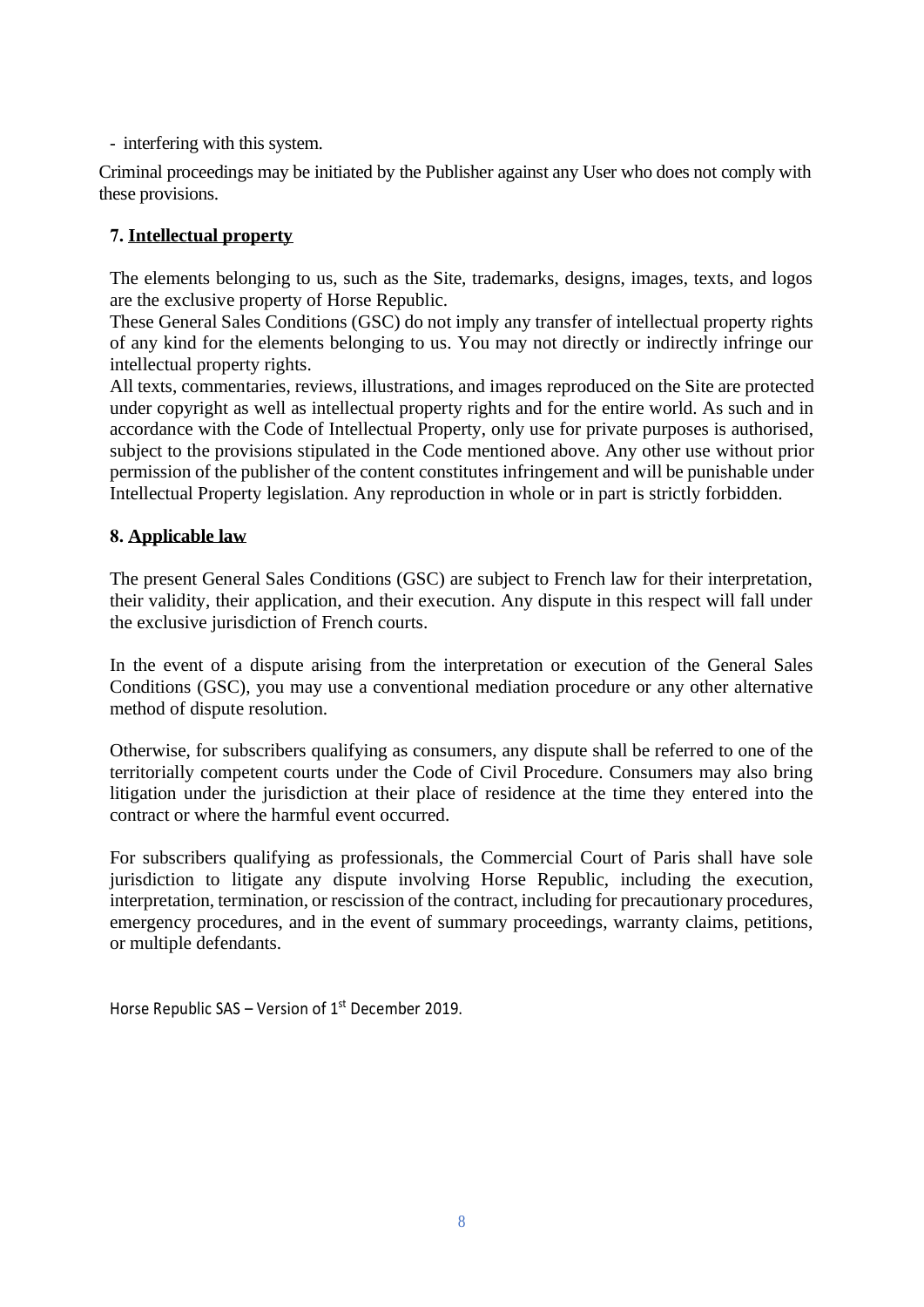- interfering with this system.

Criminal proceedings may be initiated by the Publisher against any User who does not comply with these provisions.

## 7. Intellectual property

The elements belonging to us, such as the Site, trademarks, designs, images, texts, and logos are the exclusive property of Horse Republic.
These General Sales Conditions (GSC) do not imply any transfer of intellectual property rights of any kind for the elements belonging to us. You may not directly or indirectly infringe our intellectual property rights.
All texts, commentaries, reviews, illustrations, and images reproduced on the Site are protected under copyright as well as intellectual property rights and for the entire world. As such and in accordance with the Code of Intellectual Property, only use for private purposes is authorised, subject to the provisions stipulated in the Code mentioned above. Any other use without prior permission of the publisher of the content constitutes infringement and will be punishable under Intellectual Property legislation. Any reproduction in whole or in part is strictly forbidden.

## 8. Applicable law

The present General Sales Conditions (GSC) are subject to French law for their interpretation, their validity, their application, and their execution. Any dispute in this respect will fall under the exclusive jurisdiction of French courts.

In the event of a dispute arising from the interpretation or execution of the General Sales Conditions (GSC), you may use a conventional mediation procedure or any other alternative method of dispute resolution.

Otherwise, for subscribers qualifying as consumers, any dispute shall be referred to one of the territorially competent courts under the Code of Civil Procedure. Consumers may also bring litigation under the jurisdiction at their place of residence at the time they entered into the contract or where the harmful event occurred.

For subscribers qualifying as professionals, the Commercial Court of Paris shall have sole jurisdiction to litigate any dispute involving Horse Republic, including the execution, interpretation, termination, or rescission of the contract, including for precautionary procedures, emergency procedures, and in the event of summary proceedings, warranty claims, petitions, or multiple defendants.

Horse Republic SAS – Version of 1st December 2019.